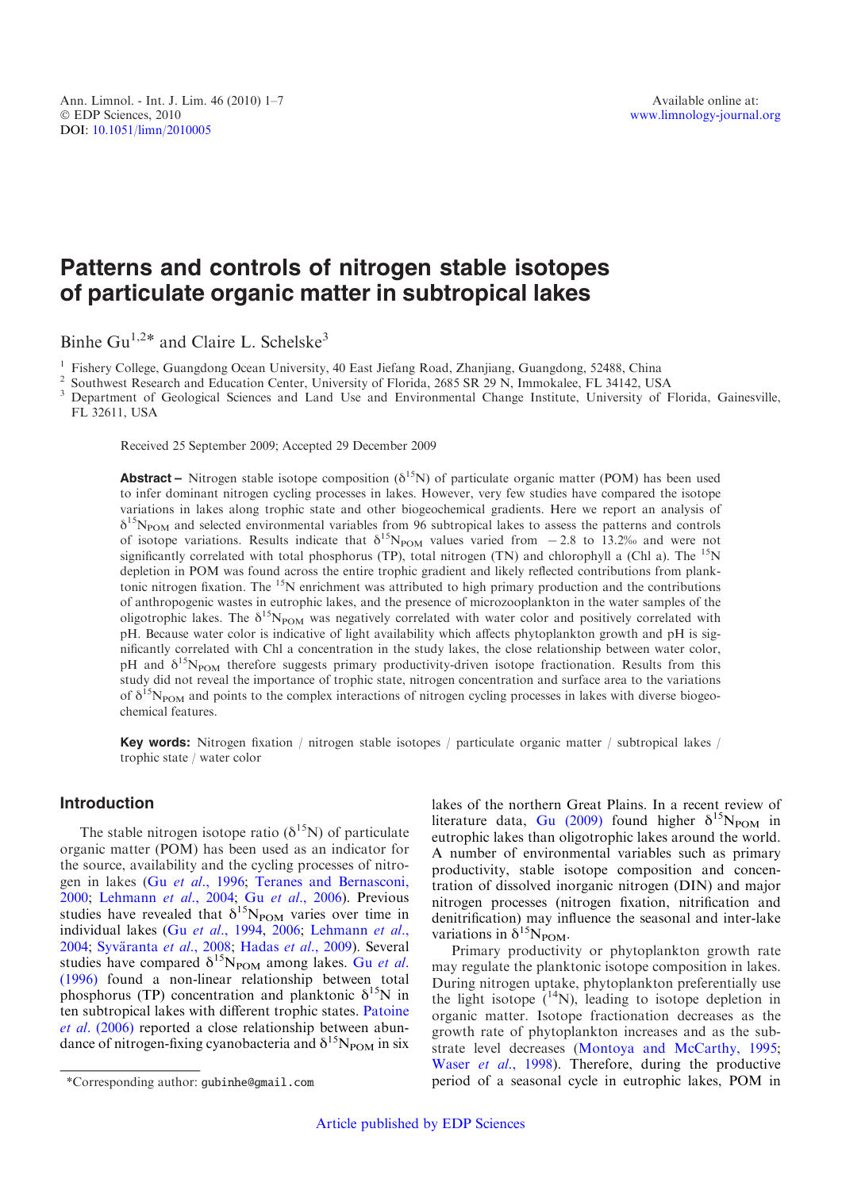Ann. Limnol. - Int. J. Lim. 46 (2010) 1–7
© EDP Sciences, 2010
DOI: 10.1051/limn/2010005

Available online at:
www.limnology-journal.org

# Patterns and controls of nitrogen stable isotopes of particulate organic matter in subtropical lakes

Binhe Gu[1,2]* and Claire L. Schelske[3]

[1] Fishery College, Guangdong Ocean University, 40 East Jiefang Road, Zhanjiang, Guangdong, 52488, China
[2] Southwest Research and Education Center, University of Florida, 2685 SR 29 N, Immokalee, FL 34142, USA
[3] Department of Geological Sciences and Land Use and Environmental Change Institute, University of Florida, Gainesville, FL 32611, USA

Received 25 September 2009; Accepted 29 December 2009

**Abstract –** Nitrogen stable isotope composition ($\delta^{15}N$) of particulate organic matter (POM) has been used to infer dominant nitrogen cycling processes in lakes. However, very few studies have compared the isotope variations in lakes along trophic state and other biogeochemical gradients. Here we report an analysis of $\delta^{15}N_{POM}$ and selected environmental variables from 96 subtropical lakes to assess the patterns and controls of isotope variations. Results indicate that $\delta^{15}N_{POM}$ values varied from −2.8 to 13.2‰ and were not significantly correlated with total phosphorus (TP), total nitrogen (TN) and chlorophyll a (Chl a). The $^{15}N$ depletion in POM was found across the entire trophic gradient and likely reflected contributions from planktonic nitrogen fixation. The $^{15}N$ enrichment was attributed to high primary production and the contributions of anthropogenic wastes in eutrophic lakes, and the presence of microzooplankton in the water samples of the oligotrophic lakes. The $\delta^{15}N_{POM}$ was negatively correlated with water color and positively correlated with pH. Because water color is indicative of light availability which affects phytoplankton growth and pH is significantly correlated with Chl a concentration in the study lakes, the close relationship between water color, pH and $\delta^{15}N_{POM}$ therefore suggests primary productivity-driven isotope fractionation. Results from this study did not reveal the importance of trophic state, nitrogen concentration and surface area to the variations of $\delta^{15}N_{POM}$ and points to the complex interactions of nitrogen cycling processes in lakes with diverse biogeochemical features.

**Key words:** Nitrogen fixation / nitrogen stable isotopes / particulate organic matter / subtropical lakes / trophic state / water color

## Introduction

The stable nitrogen isotope ratio ($\delta^{15}N$) of particulate organic matter (POM) has been used as an indicator for the source, availability and the cycling processes of nitrogen in lakes (Gu *et al.*, 1996; Teranes and Bernasconi, 2000; Lehmann *et al.*, 2004; Gu *et al.*, 2006). Previous studies have revealed that $\delta^{15}N_{POM}$ varies over time in individual lakes (Gu *et al.*, 1994, 2006; Lehmann *et al.*, 2004; Syväranta *et al.*, 2008; Hadas *et al.*, 2009). Several studies have compared $\delta^{15}N_{POM}$ among lakes. Gu *et al.* (1996) found a non-linear relationship between total phosphorus (TP) concentration and planktonic $\delta^{15}N$ in ten subtropical lakes with different trophic states. Patoine *et al.* (2006) reported a close relationship between abundance of nitrogen-fixing cyanobacteria and $\delta^{15}N_{POM}$ in six lakes of the northern Great Plains. In a recent review of literature data, Gu (2009) found higher $\delta^{15}N_{POM}$ in eutrophic lakes than oligotrophic lakes around the world. A number of environmental variables such as primary productivity, stable isotope composition and concentration of dissolved inorganic nitrogen (DIN) and major nitrogen processes (nitrogen fixation, nitrification and denitrification) may influence the seasonal and inter-lake variations in $\delta^{15}N_{POM}$.

Primary productivity or phytoplankton growth rate may regulate the planktonic isotope composition in lakes. During nitrogen uptake, phytoplankton preferentially use the light isotope ($^{14}N$), leading to isotope depletion in organic matter. Isotope fractionation decreases as the growth rate of phytoplankton increases and as the substrate level decreases (Montoya and McCarthy, 1995; Waser *et al.*, 1998). Therefore, during the productive period of a seasonal cycle in eutrophic lakes, POM in

*Corresponding author: gubinhe@gmail.com

Article published by EDP Sciences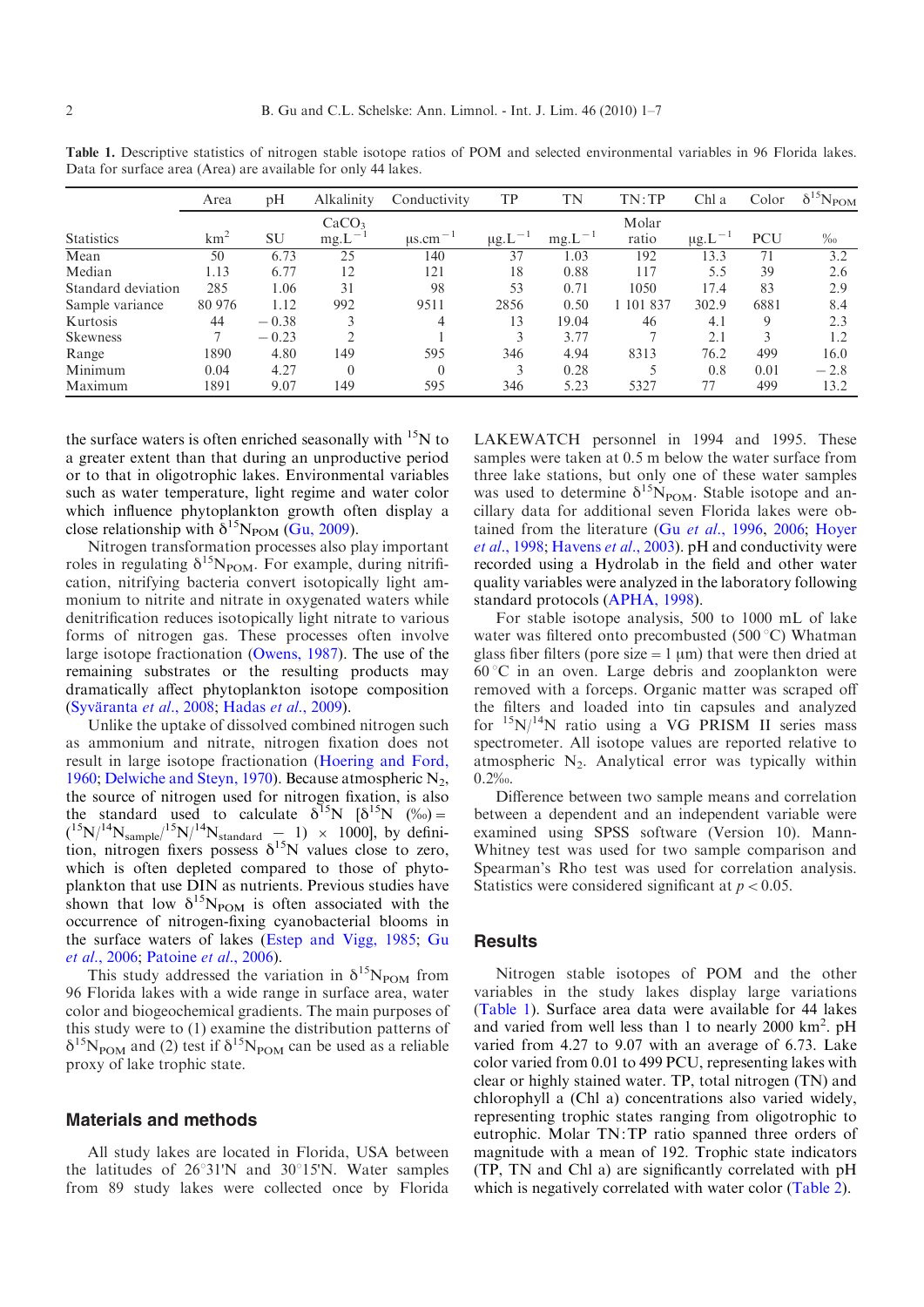**Table 1.** Descriptive statistics of nitrogen stable isotope ratios of POM and selected environmental variables in 96 Florida lakes. Data for surface area (Area) are available for only 44 lakes.

| | Area | pH | Alkalinity | Conductivity | TP | TN | TN:TP | Chl a | Color | $\delta^{15}N_{POM}$ |
|---|---|---|---|---|---|---|---|---|---|---|
| Statistics | $km^2$ | SU | $CaCO_3$ $mg.L^{-1}$ | $\mu s.cm^{-1}$ | $\mu g.L^{-1}$ | $mg.L^{-1}$ | Molar ratio | $\mu g.L^{-1}$ | PCU | ‰ |
| Mean | 50 | 6.73 | 25 | 140 | 37 | 1.03 | 192 | 13.3 | 71 | 3.2 |
| Median | 1.13 | 6.77 | 12 | 121 | 18 | 0.88 | 117 | 5.5 | 39 | 2.6 |
| Standard deviation | 285 | 1.06 | 31 | 98 | 53 | 0.71 | 1050 | 17.4 | 83 | 2.9 |
| Sample variance | 80 976 | 1.12 | 992 | 9511 | 2856 | 0.50 | 1 101 837 | 302.9 | 6881 | 8.4 |
| Kurtosis | 44 | −0.38 | 3 | 4 | 13 | 19.04 | 46 | 4.1 | 9 | 2.3 |
| Skewness | 7 | −0.23 | 2 | 1 | 3 | 3.77 | 7 | 2.1 | 3 | 1.2 |
| Range | 1890 | 4.80 | 149 | 595 | 346 | 4.94 | 8313 | 76.2 | 499 | 16.0 |
| Minimum | 0.04 | 4.27 | 0 | 0 | 3 | 0.28 | 5 | 0.8 | 0.01 | −2.8 |
| Maximum | 1891 | 9.07 | 149 | 595 | 346 | 5.23 | 5327 | 77 | 499 | 13.2 |

the surface waters is often enriched seasonally with $^{15}N$ to a greater extent than that during an unproductive period or to that in oligotrophic lakes. Environmental variables such as water temperature, light regime and water color which influence phytoplankton growth often display a close relationship with $\delta^{15}N_{POM}$ (Gu, 2009).

Nitrogen transformation processes also play important roles in regulating $\delta^{15}N_{POM}$. For example, during nitrification, nitrifying bacteria convert isotopically light ammonium to nitrite and nitrate in oxygenated waters while denitrification reduces isotopically light nitrate to various forms of nitrogen gas. These processes often involve large isotope fractionation (Owens, 1987). The use of the remaining substrates or the resulting products may dramatically affect phytoplankton isotope composition (Syväranta *et al.*, 2008; Hadas *et al.*, 2009).

Unlike the uptake of dissolved combined nitrogen such as ammonium and nitrate, nitrogen fixation does not result in large isotope fractionation (Hoering and Ford, 1960; Delwiche and Steyn, 1970). Because atmospheric $N_2$, the source of nitrogen used for nitrogen fixation, is also the standard used to calculate $\delta^{15}N$ [$\delta^{15}N$ (‰) = $(^{15}N/^{14}N_{sample}/^{15}N/^{14}N_{standard} - 1) \times 1000$], by definition, nitrogen fixers possess $\delta^{15}N$ values close to zero, which is often depleted compared to those of phytoplankton that use DIN as nutrients. Previous studies have shown that low $\delta^{15}N_{POM}$ is often associated with the occurrence of nitrogen-fixing cyanobacterial blooms in the surface waters of lakes (Estep and Vigg, 1985; Gu *et al.*, 2006; Patoine *et al.*, 2006).

This study addressed the variation in $\delta^{15}N_{POM}$ from 96 Florida lakes with a wide range in surface area, water color and biogeochemical gradients. The main purposes of this study were to (1) examine the distribution patterns of $\delta^{15}N_{POM}$ and (2) test if $\delta^{15}N_{POM}$ can be used as a reliable proxy of lake trophic state.

## Materials and methods

All study lakes are located in Florida, USA between the latitudes of 26°31'N and 30°15'N. Water samples from 89 study lakes were collected once by Florida LAKEWATCH personnel in 1994 and 1995. These samples were taken at 0.5 m below the water surface from three lake stations, but only one of these water samples was used to determine $\delta^{15}N_{POM}$. Stable isotope and ancillary data for additional seven Florida lakes were obtained from the literature (Gu *et al.*, 1996, 2006; Hoyer *et al.*, 1998; Havens *et al.*, 2003). pH and conductivity were recorded using a Hydrolab in the field and other water quality variables were analyzed in the laboratory following standard protocols (APHA, 1998).

For stable isotope analysis, 500 to 1000 mL of lake water was filtered onto precombusted (500 °C) Whatman glass fiber filters (pore size = 1 µm) that were then dried at 60 °C in an oven. Large debris and zooplankton were removed with a forceps. Organic matter was scraped off the filters and loaded into tin capsules and analyzed for $^{15}N/^{14}N$ ratio using a VG PRISM II series mass spectrometer. All isotope values are reported relative to atmospheric $N_2$. Analytical error was typically within 0.2‰.

Difference between two sample means and correlation between a dependent and an independent variable were examined using SPSS software (Version 10). Mann-Whitney test was used for two sample comparison and Spearman's Rho test was used for correlation analysis. Statistics were considered significant at $p < 0.05$.

## Results

Nitrogen stable isotopes of POM and the other variables in the study lakes display large variations (Table 1). Surface area data were available for 44 lakes and varied from well less than 1 to nearly 2000 $km^2$. pH varied from 4.27 to 9.07 with an average of 6.73. Lake color varied from 0.01 to 499 PCU, representing lakes with clear or highly stained water. TP, total nitrogen (TN) and chlorophyll a (Chl a) concentrations also varied widely, representing trophic states ranging from oligotrophic to eutrophic. Molar TN:TP ratio spanned three orders of magnitude with a mean of 192. Trophic state indicators (TP, TN and Chl a) are significantly correlated with pH which is negatively correlated with water color (Table 2).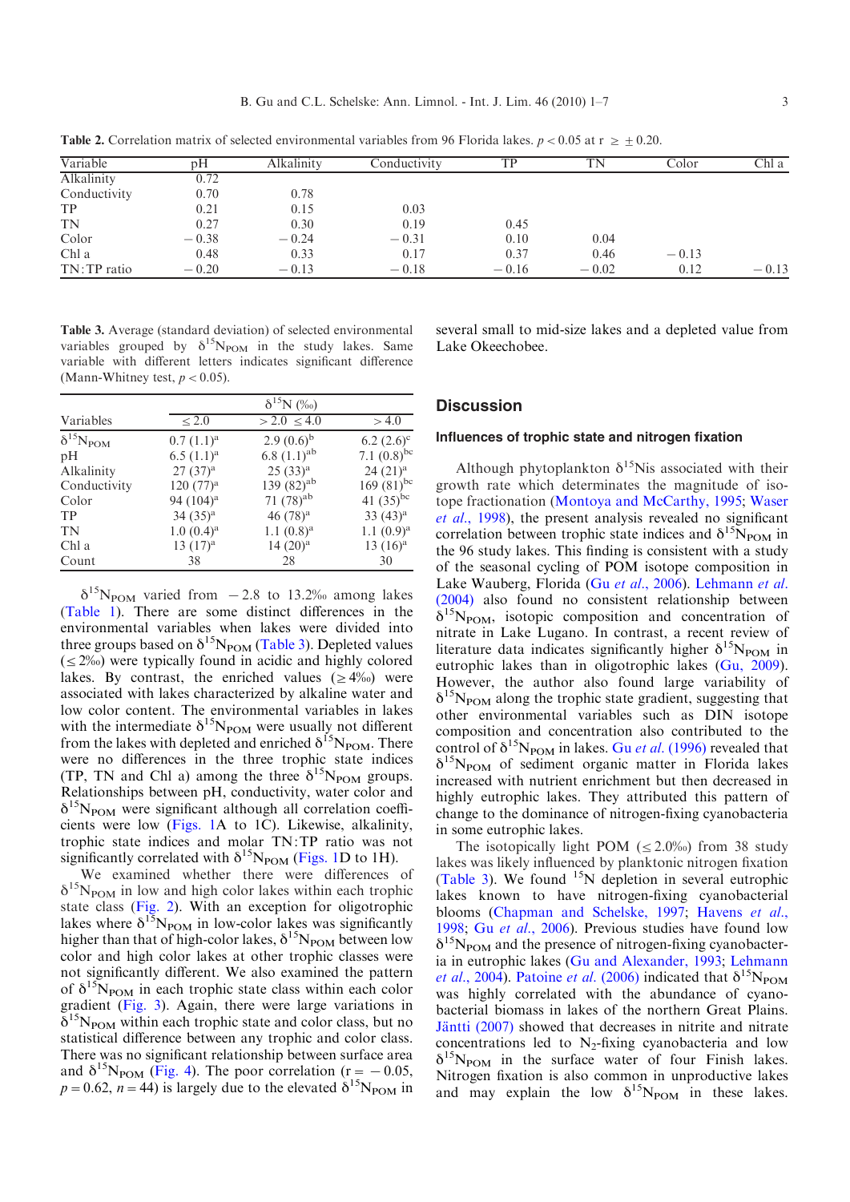**Table 2.** Correlation matrix of selected environmental variables from 96 Florida lakes. $p < 0.05$ at $r \geq \pm 0.20$.

| Variable | pH | Alkalinity | Conductivity | TP | TN | Color | Chl a |
|---|---|---|---|---|---|---|---|
| Alkalinity | 0.72 | | | | | | |
| Conductivity | 0.70 | 0.78 | | | | | |
| TP | 0.21 | 0.15 | 0.03 | | | | |
| TN | 0.27 | 0.30 | 0.19 | 0.45 | | | |
| Color | −0.38 | −0.24 | −0.31 | 0.10 | 0.04 | | |
| Chl a | 0.48 | 0.33 | 0.17 | 0.37 | 0.46 | −0.13 | |
| TN:TP ratio | −0.20 | −0.13 | −0.18 | −0.16 | −0.02 | 0.12 | −0.13 |

**Table 3.** Average (standard deviation) of selected environmental variables grouped by $\delta^{15}N_{POM}$ in the study lakes. Same variable with different letters indicates significant difference (Mann-Whitney test, $p < 0.05$).

| Variables | $\delta^{15}N$ (‰) | | |
|---|---|---|---|
| | ≤ 2.0 | > 2.0 ≤ 4.0 | > 4.0 |
| $\delta^{15}N_{POM}$ | 0.7 (1.1)[a] | 2.9 (0.6)[b] | 6.2 (2.6)[c] |
| pH | 6.5 (1.1)[a] | 6.8 (1.1)[ab] | 7.1 (0.8)[bc] |
| Alkalinity | 27 (37)[a] | 25 (33)[a] | 24 (21)[a] |
| Conductivity | 120 (77)[a] | 139 (82)[ab] | 169 (81)[bc] |
| Color | 94 (104)[a] | 71 (78)[ab] | 41 (35)[bc] |
| TP | 34 (35)[a] | 46 (78)[a] | 33 (43)[a] |
| TN | 1.0 (0.4)[a] | 1.1 (0.8)[a] | 1.1 (0.9)[a] |
| Chl a | 13 (17)[a] | 14 (20)[a] | 13 (16)[a] |
| Count | 38 | 28 | 30 |

$\delta^{15}N_{POM}$ varied from −2.8 to 13.2‰ among lakes (Table 1). There are some distinct differences in the environmental variables when lakes were divided into three groups based on $\delta^{15}N_{POM}$ (Table 3). Depleted values (≤ 2‰) were typically found in acidic and highly colored lakes. By contrast, the enriched values (≥ 4‰) were associated with lakes characterized by alkaline water and low color content. The environmental variables in lakes with the intermediate $\delta^{15}N_{POM}$ were usually not different from the lakes with depleted and enriched $\delta^{15}N_{POM}$. There were no differences in the three trophic state indices (TP, TN and Chl a) among the three $\delta^{15}N_{POM}$ groups. Relationships between pH, conductivity, water color and $\delta^{15}N_{POM}$ were significant although all correlation coefficients were low (Figs. 1A to 1C). Likewise, alkalinity, trophic state indices and molar TN:TP ratio was not significantly correlated with $\delta^{15}N_{POM}$ (Figs. 1D to 1H).

We examined whether there were differences of $\delta^{15}N_{POM}$ in low and high color lakes within each trophic state class (Fig. 2). With an exception for oligotrophic lakes where $\delta^{15}N_{POM}$ in low-color lakes was significantly higher than that of high-color lakes, $\delta^{15}N_{POM}$ between low color and high color lakes at other trophic classes were not significantly different. We also examined the pattern of $\delta^{15}N_{POM}$ in each trophic state class within each color gradient (Fig. 3). Again, there were large variations in $\delta^{15}N_{POM}$ within each trophic state and color class, but no statistical difference between any trophic and color class. There was no significant relationship between surface area and $\delta^{15}N_{POM}$ (Fig. 4). The poor correlation ($r = -0.05$, $p = 0.62$, $n = 44$) is largely due to the elevated $\delta^{15}N_{POM}$ in several small to mid-size lakes and a depleted value from Lake Okeechobee.

## Discussion

### Influences of trophic state and nitrogen fixation

Although phytoplankton $\delta^{15}N$is associated with their growth rate which determinates the magnitude of isotope fractionation (Montoya and McCarthy, 1995; Waser *et al.*, 1998), the present analysis revealed no significant correlation between trophic state indices and $\delta^{15}N_{POM}$ in the 96 study lakes. This finding is consistent with a study of the seasonal cycling of POM isotope composition in Lake Wauberg, Florida (Gu *et al.*, 2006). Lehmann *et al.* (2004) also found no consistent relationship between $\delta^{15}N_{POM}$, isotopic composition and concentration of nitrate in Lake Lugano. In contrast, a recent review of literature data indicates significantly higher $\delta^{15}N_{POM}$ in eutrophic lakes than in oligotrophic lakes (Gu, 2009). However, the author also found large variability of $\delta^{15}N_{POM}$ along the trophic state gradient, suggesting that other environmental variables such as DIN isotope composition and concentration also contributed to the control of $\delta^{15}N_{POM}$ in lakes. Gu *et al.* (1996) revealed that $\delta^{15}N_{POM}$ of sediment organic matter in Florida lakes increased with nutrient enrichment but then decreased in highly eutrophic lakes. They attributed this pattern of change to the dominance of nitrogen-fixing cyanobacteria in some eutrophic lakes.

The isotopically light POM (≤ 2.0‰) from 38 study lakes was likely influenced by planktonic nitrogen fixation (Table 3). We found $^{15}N$ depletion in several eutrophic lakes known to have nitrogen-fixing cyanobacterial blooms (Chapman and Schelske, 1997; Havens *et al.*, 1998; Gu *et al.*, 2006). Previous studies have found low $\delta^{15}N_{POM}$ and the presence of nitrogen-fixing cyanobacteria in eutrophic lakes (Gu and Alexander, 1993; Lehmann *et al.*, 2004). Patoine *et al.* (2006) indicated that $\delta^{15}N_{POM}$ was highly correlated with the abundance of cyanobacterial biomass in lakes of the northern Great Plains. Jäntti (2007) showed that decreases in nitrite and nitrate concentrations led to $N_2$-fixing cyanobacteria and low $\delta^{15}N_{POM}$ in the surface water of four Finish lakes. Nitrogen fixation is also common in unproductive lakes and may explain the low $\delta^{15}N_{POM}$ in these lakes.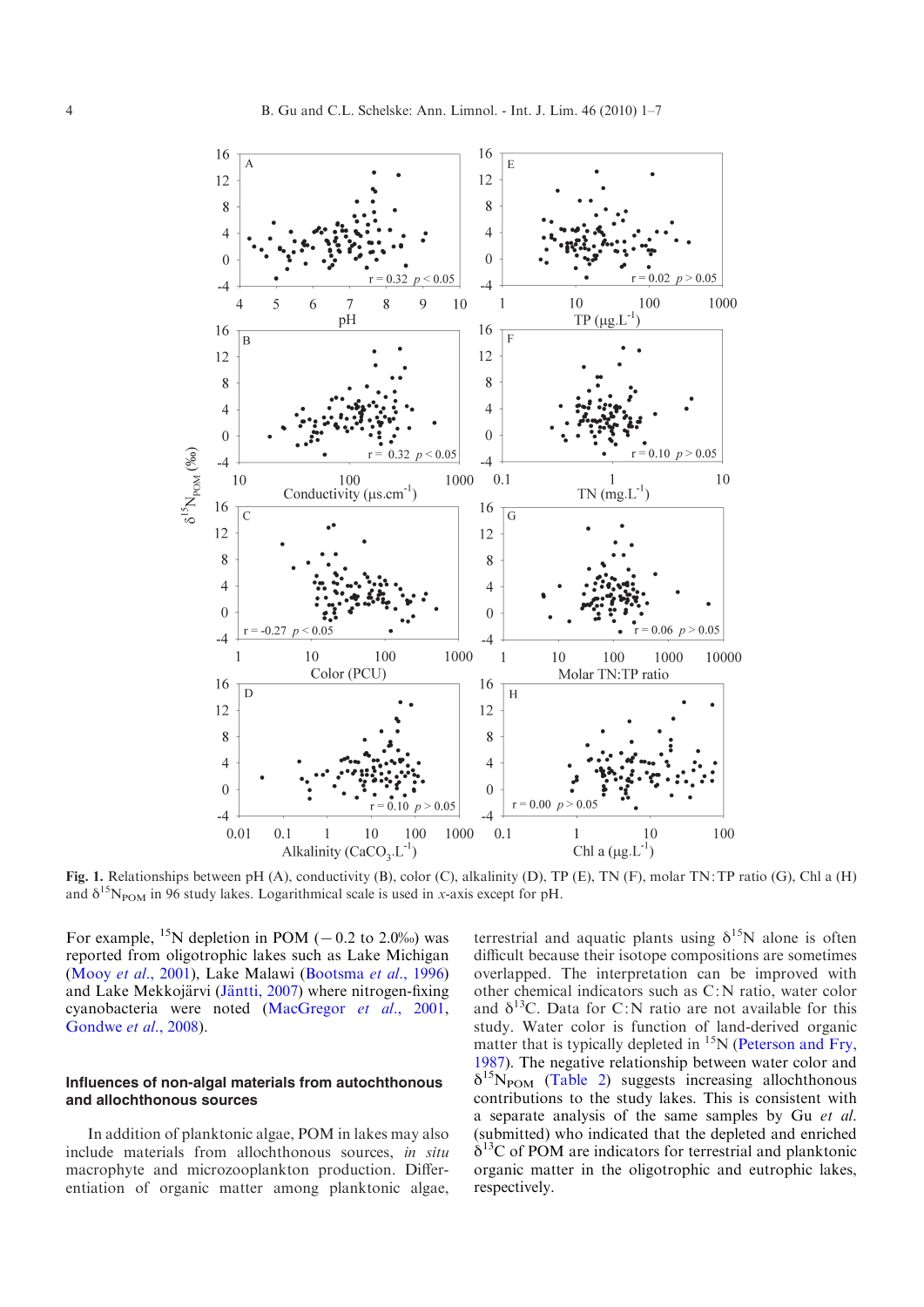**Fig. 1.** Relationships between pH (A), conductivity (B), color (C), alkalinity (D), TP (E), TN (F), molar TN:TP ratio (G), Chl a (H) and $\delta^{15}N_{POM}$ in 96 study lakes. Logarithmical scale is used in *x*-axis except for pH.

For example, $^{15}N$ depletion in POM ($-0.2$ to 2.0‰) was reported from oligotrophic lakes such as Lake Michigan (Mooy *et al.*, 2001), Lake Malawi (Bootsma *et al.*, 1996) and Lake Mekkojärvi (Jäntti, 2007) where nitrogen-fixing cyanobacteria were noted (MacGregor *et al.*, 2001, Gondwe *et al.*, 2008).

### Influences of non-algal materials from autochthonous and allochthonous sources

In addition of planktonic algae, POM in lakes may also include materials from allochthonous sources, *in situ* macrophyte and microzooplankton production. Differentiation of organic matter among planktonic algae, terrestrial and aquatic plants using $\delta^{15}N$ alone is often difficult because their isotope compositions are sometimes overlapped. The interpretation can be improved with other chemical indicators such as C:N ratio, water color and $\delta^{13}C$. Data for C:N ratio are not available for this study. Water color is function of land-derived organic matter that is typically depleted in $^{15}N$ (Peterson and Fry, 1987). The negative relationship between water color and $\delta^{15}N_{POM}$ (Table 2) suggests increasing allochthonous contributions to the study lakes. This is consistent with a separate analysis of the same samples by Gu *et al.* (submitted) who indicated that the depleted and enriched $\delta^{13}C$ of POM are indicators for terrestrial and planktonic organic matter in the oligotrophic and eutrophic lakes, respectively.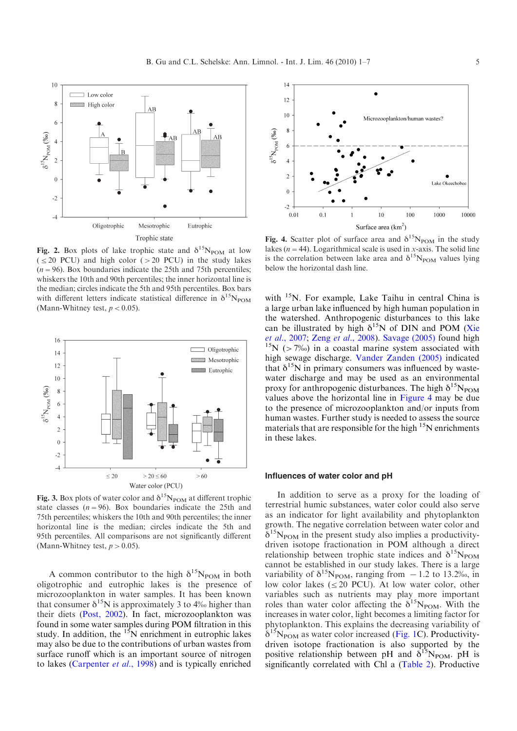**Fig. 2.** Box plots of lake trophic state and $\delta^{15}N_{POM}$ at low ($\leq 20$ PCU) and high color ($> 20$ PCU) in the study lakes ($n = 96$). Box boundaries indicate the 25th and 75th percentiles; whiskers the 10th and 90th percentiles; the inner horizontal line is the median; circles indicate the 5th and 95th percentiles. Box bars with different letters indicate statistical difference in $\delta^{15}N_{POM}$ (Mann-Whitney test, $p < 0.05$).

**Fig. 3.** Box plots of water color and $\delta^{15}N_{POM}$ at different trophic state classes ($n = 96$). Box boundaries indicate the 25th and 75th percentiles; whiskers the 10th and 90th percentiles; the inner horizontal line is the median; circles indicate the 5th and 95th percentiles. All comparisons are not significantly different (Mann-Whitney test, $p > 0.05$).

A common contributor to the high $\delta^{15}N_{POM}$ in both oligotrophic and eutrophic lakes is the presence of microzooplankton in water samples. It has been known that consumer $\delta^{15}N$ is approximately 3 to 4‰ higher than their diets (Post, 2002). In fact, microzooplankton was found in some water samples during POM filtration in this study. In addition, the $^{15}N$ enrichment in eutrophic lakes may also be due to the contributions of urban wastes from surface runoff which is an important source of nitrogen to lakes (Carpenter *et al.*, 1998) and is typically enriched

**Fig. 4.** Scatter plot of surface area and $\delta^{15}N_{POM}$ in the study lakes ($n = 44$). Logarithmical scale is used in *x*-axis. The solid line is the correlation between lake area and $\delta^{15}N_{POM}$ values lying below the horizontal dash line.

with $^{15}N$. For example, Lake Taihu in central China is a large urban lake influenced by high human population in the watershed. Anthropogenic disturbances to this lake can be illustrated by high $\delta^{15}N$ of DIN and POM (Xie *et al.*, 2007; Zeng *et al.*, 2008). Savage (2005) found high $^{15}N$ (> 7‰) in a coastal marine system associated with high sewage discharge. Vander Zanden (2005) indicated that $\delta^{15}N$ in primary consumers was influenced by wastewater discharge and may be used as an environmental proxy for anthropogenic disturbances. The high $\delta^{15}N_{POM}$ values above the horizontal line in Figure 4 may be due to the presence of microzooplankton and/or inputs from human wastes. Further study is needed to assess the source materials that are responsible for the high $^{15}N$ enrichments in these lakes.

## Influences of water color and pH

In addition to serve as a proxy for the loading of terrestrial humic substances, water color could also serve as an indicator for light availability and phytoplankton growth. The negative correlation between water color and $\delta^{15}N_{POM}$ in the present study also implies a productivity-driven isotope fractionation in POM although a direct relationship between trophic state indices and $\delta^{15}N_{POM}$ cannot be established in our study lakes. There is a large variability of $\delta^{15}N_{POM}$, ranging from $-1.2$ to 13.2‰, in low color lakes ($\leq 20$ PCU). At low water color, other variables such as nutrients may play more important roles than water color affecting the $\delta^{15}N_{POM}$. With the increases in water color, light becomes a limiting factor for phytoplankton. This explains the decreasing variability of $\delta^{15}N_{POM}$ as water color increased (Fig. 1C). Productivity-driven isotope fractionation is also supported by the positive relationship between pH and $\delta^{15}N_{POM}$. pH is significantly correlated with Chl a (Table 2). Productive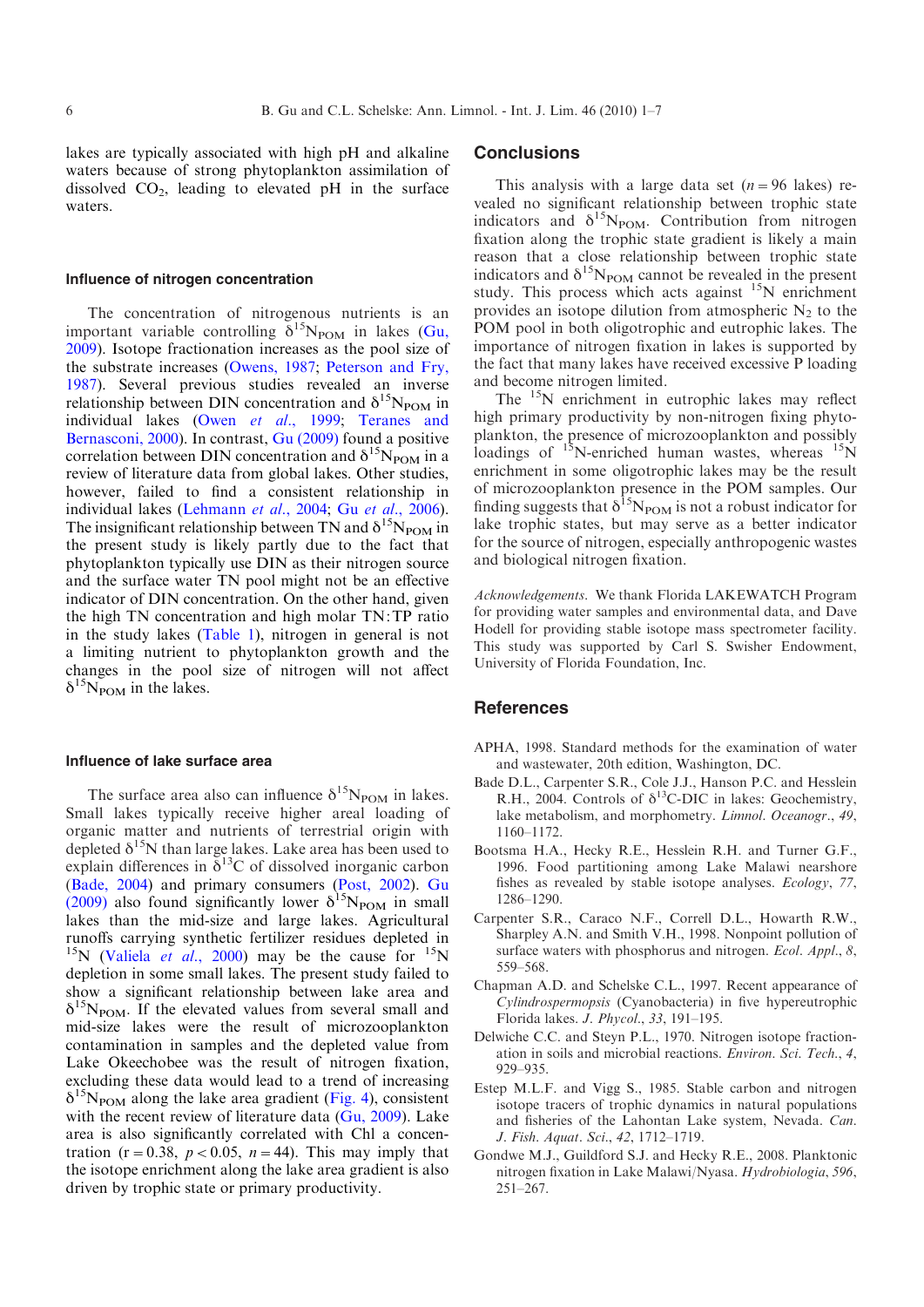lakes are typically associated with high pH and alkaline waters because of strong phytoplankton assimilation of dissolved $CO_2$, leading to elevated pH in the surface waters.

### Influence of nitrogen concentration

The concentration of nitrogenous nutrients is an important variable controlling $\delta^{15}N_{POM}$ in lakes (Gu, 2009). Isotope fractionation increases as the pool size of the substrate increases (Owens, 1987; Peterson and Fry, 1987). Several previous studies revealed an inverse relationship between DIN concentration and $\delta^{15}N_{POM}$ in individual lakes (Owen *et al.*, 1999; Teranes and Bernasconi, 2000). In contrast, Gu (2009) found a positive correlation between DIN concentration and $\delta^{15}N_{POM}$ in a review of literature data from global lakes. Other studies, however, failed to find a consistent relationship in individual lakes (Lehmann *et al.*, 2004; Gu *et al.*, 2006). The insignificant relationship between TN and $\delta^{15}N_{POM}$ in the present study is likely partly due to the fact that phytoplankton typically use DIN as their nitrogen source and the surface water TN pool might not be an effective indicator of DIN concentration. On the other hand, given the high TN concentration and high molar TN:TP ratio in the study lakes (Table 1), nitrogen in general is not a limiting nutrient to phytoplankton growth and the changes in the pool size of nitrogen will not affect $\delta^{15}N_{POM}$ in the lakes.

### Influence of lake surface area

The surface area also can influence $\delta^{15}N_{POM}$ in lakes. Small lakes typically receive higher areal loading of organic matter and nutrients of terrestrial origin with depleted $\delta^{15}N$ than large lakes. Lake area has been used to explain differences in $\delta^{13}C$ of dissolved inorganic carbon (Bade, 2004) and primary consumers (Post, 2002). Gu (2009) also found significantly lower $\delta^{15}N_{POM}$ in small lakes than the mid-size and large lakes. Agricultural runoffs carrying synthetic fertilizer residues depleted in $^{15}N$ (Valiela *et al.*, 2000) may be the cause for $^{15}N$ depletion in some small lakes. The present study failed to show a significant relationship between lake area and $\delta^{15}N_{POM}$. If the elevated values from several small and mid-size lakes were the result of microzooplankton contamination in samples and the depleted value from Lake Okeechobee was the result of nitrogen fixation, excluding these data would lead to a trend of increasing $\delta^{15}N_{POM}$ along the lake area gradient (Fig. 4), consistent with the recent review of literature data (Gu, 2009). Lake area is also significantly correlated with Chl a concentration ($r = 0.38$, $p < 0.05$, $n = 44$). This may imply that the isotope enrichment along the lake area gradient is also driven by trophic state or primary productivity.

## Conclusions

This analysis with a large data set ($n = 96$ lakes) revealed no significant relationship between trophic state indicators and $\delta^{15}N_{POM}$. Contribution from nitrogen fixation along the trophic state gradient is likely a main reason that a close relationship between trophic state indicators and $\delta^{15}N_{POM}$ cannot be revealed in the present study. This process which acts against $^{15}N$ enrichment provides an isotope dilution from atmospheric $N_2$ to the POM pool in both oligotrophic and eutrophic lakes. The importance of nitrogen fixation in lakes is supported by the fact that many lakes have received excessive P loading and become nitrogen limited.

The $^{15}N$ enrichment in eutrophic lakes may reflect high primary productivity by non-nitrogen fixing phytoplankton, the presence of microzooplankton and possibly loadings of $^{15}N$-enriched human wastes, whereas $^{15}N$ enrichment in some oligotrophic lakes may be the result of microzooplankton presence in the POM samples. Our finding suggests that $\delta^{15}N_{POM}$ is not a robust indicator for lake trophic states, but may serve as a better indicator for the source of nitrogen, especially anthropogenic wastes and biological nitrogen fixation.

*Acknowledgements.* We thank Florida LAKEWATCH Program for providing water samples and environmental data, and Dave Hodell for providing stable isotope mass spectrometer facility. This study was supported by Carl S. Swisher Endowment, University of Florida Foundation, Inc.

## References

APHA, 1998. Standard methods for the examination of water and wastewater, 20th edition, Washington, DC.

Bade D.L., Carpenter S.R., Cole J.J., Hanson P.C. and Hesslein R.H., 2004. Controls of $\delta^{13}C$-DIC in lakes: Geochemistry, lake metabolism, and morphometry. *Limnol. Oceanogr.*, *49*, 1160–1172.

Bootsma H.A., Hecky R.E., Hesslein R.H. and Turner G.F., 1996. Food partitioning among Lake Malawi nearshore fishes as revealed by stable isotope analyses. *Ecology*, *77*, 1286–1290.

Carpenter S.R., Caraco N.F., Correll D.L., Howarth R.W., Sharpley A.N. and Smith V.H., 1998. Nonpoint pollution of surface waters with phosphorus and nitrogen. *Ecol. Appl.*, *8*, 559–568.

Chapman A.D. and Schelske C.L., 1997. Recent appearance of *Cylindrospermopsis* (Cyanobacteria) in five hypereutrophic Florida lakes. *J. Phycol.*, *33*, 191–195.

Delwiche C.C. and Steyn P.L., 1970. Nitrogen isotope fractionation in soils and microbial reactions. *Environ. Sci. Tech.*, *4*, 929–935.

Estep M.L.F. and Vigg S., 1985. Stable carbon and nitrogen isotope tracers of trophic dynamics in natural populations and fisheries of the Lahontan Lake system, Nevada. *Can. J. Fish. Aquat. Sci.*, *42*, 1712–1719.

Gondwe M.J., Guildford S.J. and Hecky R.E., 2008. Planktonic nitrogen fixation in Lake Malawi/Nyasa. *Hydrobiologia*, *596*, 251–267.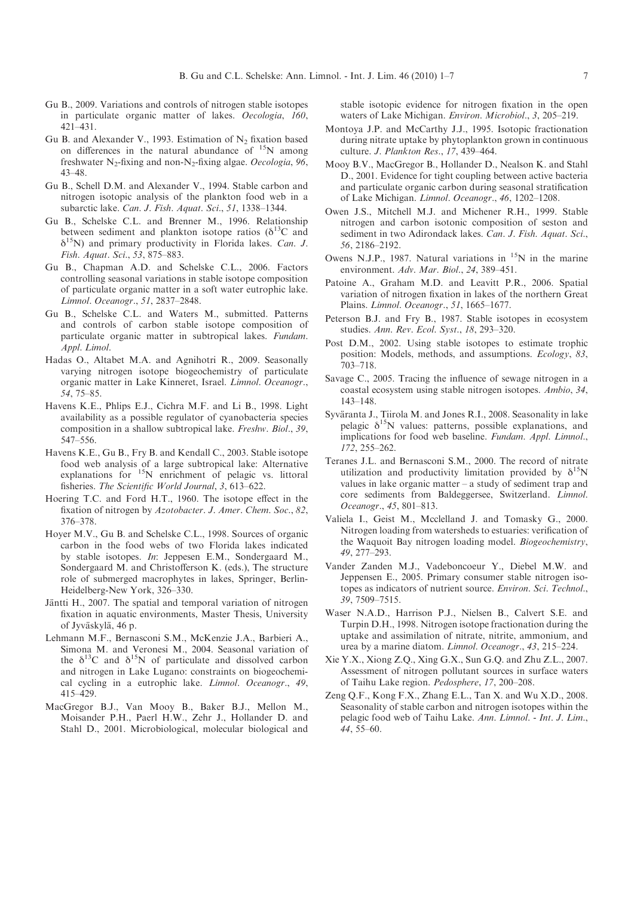Gu B., 2009. Variations and controls of nitrogen stable isotopes in particulate organic matter of lakes. *Oecologia*, *160*, 421–431.

Gu B. and Alexander V., 1993. Estimation of $N_2$ fixation based on differences in the natural abundance of $^{15}N$ among freshwater $N_2$-fixing and non-$N_2$-fixing algae. *Oecologia*, *96*, 43–48.

Gu B., Schell D.M. and Alexander V., 1994. Stable carbon and nitrogen isotopic analysis of the plankton food web in a subarctic lake. *Can. J. Fish. Aquat. Sci.*, *51*, 1338–1344.

Gu B., Schelske C.L. and Brenner M., 1996. Relationship between sediment and plankton isotope ratios ($\delta^{13}C$ and $\delta^{15}N$) and primary productivity in Florida lakes. *Can. J. Fish. Aquat. Sci.*, *53*, 875–883.

Gu B., Chapman A.D. and Schelske C.L., 2006. Factors controlling seasonal variations in stable isotope composition of particulate organic matter in a soft water eutrophic lake. *Limnol. Oceanogr.*, *51*, 2837–2848.

Gu B., Schelske C.L. and Waters M., submitted. Patterns and controls of carbon stable isotope composition of particulate organic matter in subtropical lakes. *Fundam. Appl. Limol.*

Hadas O., Altabet M.A. and Agnihotri R., 2009. Seasonally varying nitrogen isotope biogeochemistry of particulate organic matter in Lake Kinneret, Israel. *Limnol. Oceanogr.*, *54*, 75–85.

Havens K.E., Phlips E.J., Cichra M.F. and Li B., 1998. Light availability as a possible regulator of cyanobacteria species composition in a shallow subtropical lake. *Freshw. Biol.*, *39*, 547–556.

Havens K.E., Gu B., Fry B. and Kendall C., 2003. Stable isotope food web analysis of a large subtropical lake: Alternative explanations for $^{15}N$ enrichment of pelagic vs. littoral fisheries. *The Scientific World Journal*, *3*, 613–622.

Hoering T.C. and Ford H.T., 1960. The isotope effect in the fixation of nitrogen by *Azotobacter*. *J. Amer. Chem. Soc.*, *82*, 376–378.

Hoyer M.V., Gu B. and Schelske C.L., 1998. Sources of organic carbon in the food webs of two Florida lakes indicated by stable isotopes. *In*: Jeppesen E.M., Sondergaard M., Sondergaard M. and Christofferson K. (eds.), The structure role of submerged macrophytes in lakes, Springer, Berlin-Heidelberg-New York, 326–330.

Jäntti H., 2007. The spatial and temporal variation of nitrogen fixation in aquatic environments, Master Thesis, University of Jyväskylä, 46 p.

Lehmann M.F., Bernasconi S.M., McKenzie J.A., Barbieri A., Simona M. and Veronesi M., 2004. Seasonal variation of the $\delta^{13}C$ and $\delta^{15}N$ of particulate and dissolved carbon and nitrogen in Lake Lugano: constraints on biogeochemical cycling in a eutrophic lake. *Limnol. Oceanogr.*, *49*, 415–429.

MacGregor B.J., Van Mooy B., Baker B.J., Mellon M., Moisander P.H., Paerl H.W., Zehr J., Hollander D. and Stahl D., 2001. Microbiological, molecular biological and stable isotopic evidence for nitrogen fixation in the open waters of Lake Michigan. *Environ. Microbiol.*, *3*, 205–219.

Montoya J.P. and McCarthy J.J., 1995. Isotopic fractionation during nitrate uptake by phytoplankton grown in continuous culture. *J. Plankton Res.*, *17*, 439–464.

Mooy B.V., MacGregor B., Hollander D., Nealson K. and Stahl D., 2001. Evidence for tight coupling between active bacteria and particulate organic carbon during seasonal stratification of Lake Michigan. *Limnol. Oceanogr.*, *46*, 1202–1208.

Owen J.S., Mitchell M.J. and Michener R.H., 1999. Stable nitrogen and carbon isotonic composition of seston and sediment in two Adirondack lakes. *Can. J. Fish. Aquat. Sci.*, *56*, 2186–2192.

Owens N.J.P., 1987. Natural variations in $^{15}N$ in the marine environment. *Adv. Mar. Biol.*, *24*, 389–451.

Patoine A., Graham M.D. and Leavitt P.R., 2006. Spatial variation of nitrogen fixation in lakes of the northern Great Plains. *Limnol. Oceanogr.*, *51*, 1665–1677.

Peterson B.J. and Fry B., 1987. Stable isotopes in ecosystem studies. *Ann. Rev. Ecol. Syst.*, *18*, 293–320.

Post D.M., 2002. Using stable isotopes to estimate trophic position: Models, methods, and assumptions. *Ecology*, *83*, 703–718.

Savage C., 2005. Tracing the influence of sewage nitrogen in a coastal ecosystem using stable nitrogen isotopes. *Ambio*, *34*, 143–148.

Syväranta J., Tiirola M. and Jones R.I., 2008. Seasonality in lake pelagic $\delta^{15}N$ values: patterns, possible explanations, and implications for food web baseline. *Fundam. Appl. Limnol.*, *172*, 255–262.

Teranes J.L. and Bernasconi S.M., 2000. The record of nitrate utilization and productivity limitation provided by $\delta^{15}N$ values in lake organic matter – a study of sediment trap and core sediments from Baldeggersee, Switzerland. *Limnol. Oceanogr.*, *45*, 801–813.

Valiela I., Geist M., Mcclelland J. and Tomasky G., 2000. Nitrogen loading from watersheds to estuaries: verification of the Waquoit Bay nitrogen loading model. *Biogeochemistry*, *49*, 277–293.

Vander Zanden M.J., Vadeboncoeur Y., Diebel M.W. and Jeppensen E., 2005. Primary consumer stable nitrogen isotopes as indicators of nutrient source. *Environ. Sci. Technol.*, *39*, 7509–7515.

Waser N.A.D., Harrison P.J., Nielsen B., Calvert S.E. and Turpin D.H., 1998. Nitrogen isotope fractionation during the uptake and assimilation of nitrate, nitrite, ammonium, and urea by a marine diatom. *Limnol. Oceanogr.*, *43*, 215–224.

Xie Y.X., Xiong Z.Q., Xing G.X., Sun G.Q. and Zhu Z.L., 2007. Assessment of nitrogen pollutant sources in surface waters of Taihu Lake region. *Pedosphere*, *17*, 200–208.

Zeng Q.F., Kong F.X., Zhang E.L., Tan X. and Wu X.D., 2008. Seasonality of stable carbon and nitrogen isotopes within the pelagic food web of Taihu Lake. *Ann. Limnol. - Int. J. Lim.*, *44*, 55–60.